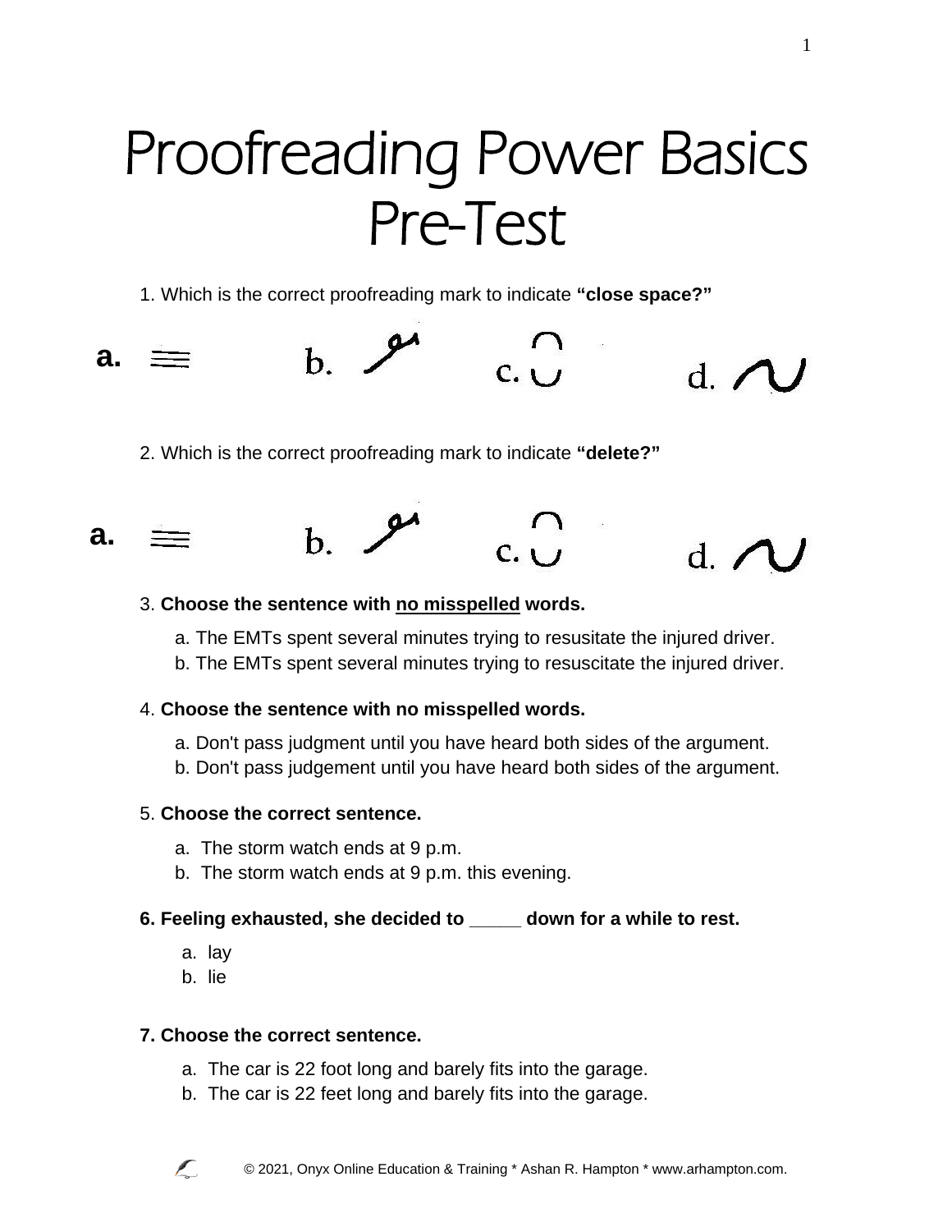# Proofreading Power Basics Pre-Test

1. Which is the correct proofreading mark to indicate **"close space?"**

**a.** ≡ &nbsp;&nbsp;&nbsp; b. &nbsp;&nbsp;&nbsp; c. &nbsp;&nbsp;&nbsp; d.

2. Which is the correct proofreading mark to indicate **"delete?"**

**a.** ≡ &nbsp;&nbsp;&nbsp; b. &nbsp;&nbsp;&nbsp; c. &nbsp;&nbsp;&nbsp; d.

3. **Choose the sentence with no misspelled words.**

   a. The EMTs spent several minutes trying to resusitate the injured driver.
   b. The EMTs spent several minutes trying to resuscitate the injured driver.

4. **Choose the sentence with no misspelled words.**

   a. Don't pass judgment until you have heard both sides of the argument.
   b. Don't pass judgement until you have heard both sides of the argument.

5. **Choose the correct sentence.**

   a. The storm watch ends at 9 p.m.
   b. The storm watch ends at 9 p.m. this evening.

**6. Feeling exhausted, she decided to _____ down for a while to rest.**

   a. lay
   b. lie

**7. Choose the correct sentence.**

   a. The car is 22 foot long and barely fits into the garage.
   b. The car is 22 feet long and barely fits into the garage.

© 2021, Onyx Online Education & Training * Ashan R. Hampton * www.arhampton.com.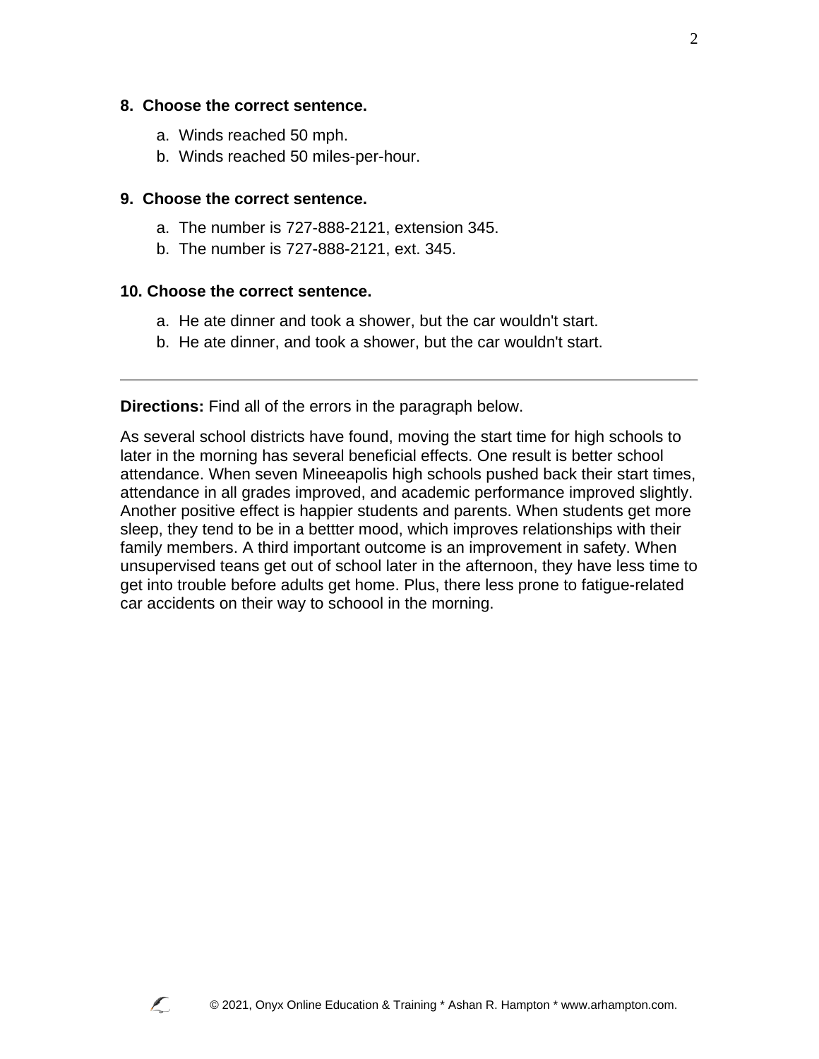**8. Choose the correct sentence.**

a. Winds reached 50 mph.
b. Winds reached 50 miles-per-hour.

**9. Choose the correct sentence.**

a. The number is 727-888-2121, extension 345.
b. The number is 727-888-2121, ext. 345.

**10. Choose the correct sentence.**

a. He ate dinner and took a shower, but the car wouldn't start.
b. He ate dinner, and took a shower, but the car wouldn't start.

---

**Directions:** Find all of the errors in the paragraph below.

As several school districts have found, moving the start time for high schools to later in the morning has several beneficial effects. One result is better school attendance. When seven Mineeapolis high schools pushed back their start times, attendance in all grades improved, and academic performance improved slightly. Another positive effect is happier students and parents. When students get more sleep, they tend to be in a bettter mood, which improves relationships with their family members. A third important outcome is an improvement in safety. When unsupervised teans get out of school later in the afternoon, they have less time to get into trouble before adults get home. Plus, there less prone to fatigue-related car accidents on their way to schoool in the morning.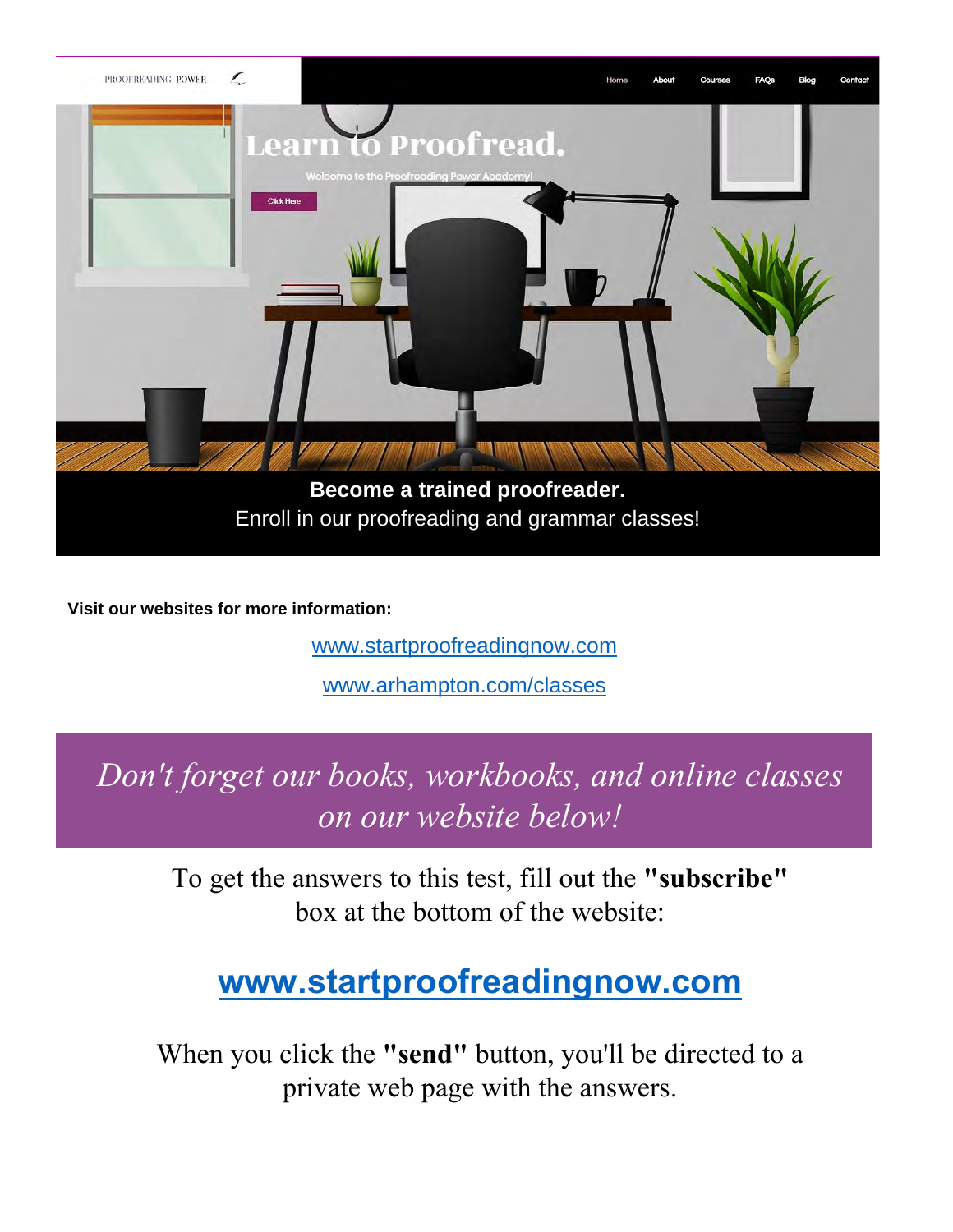PROOFREADING POWER

Home About Courses FAQs Blog Contact

# Learn to Proofread.

Welcome to the Proofreading Power Academy!

Click Here

**Become a trained proofreader.**
Enroll in our proofreading and grammar classes!

**Visit our websites for more information:**

[www.startproofreadingnow.com](http://www.startproofreadingnow.com)

[www.arhampton.com/classes](http://www.arhampton.com/classes)

*Don't forget our books, workbooks, and online classes on our website below!*

To get the answers to this test, fill out the **"subscribe"** box at the bottom of the website:

## [www.startproofreadingnow.com](http://www.startproofreadingnow.com)

When you click the **"send"** button, you'll be directed to a private web page with the answers.